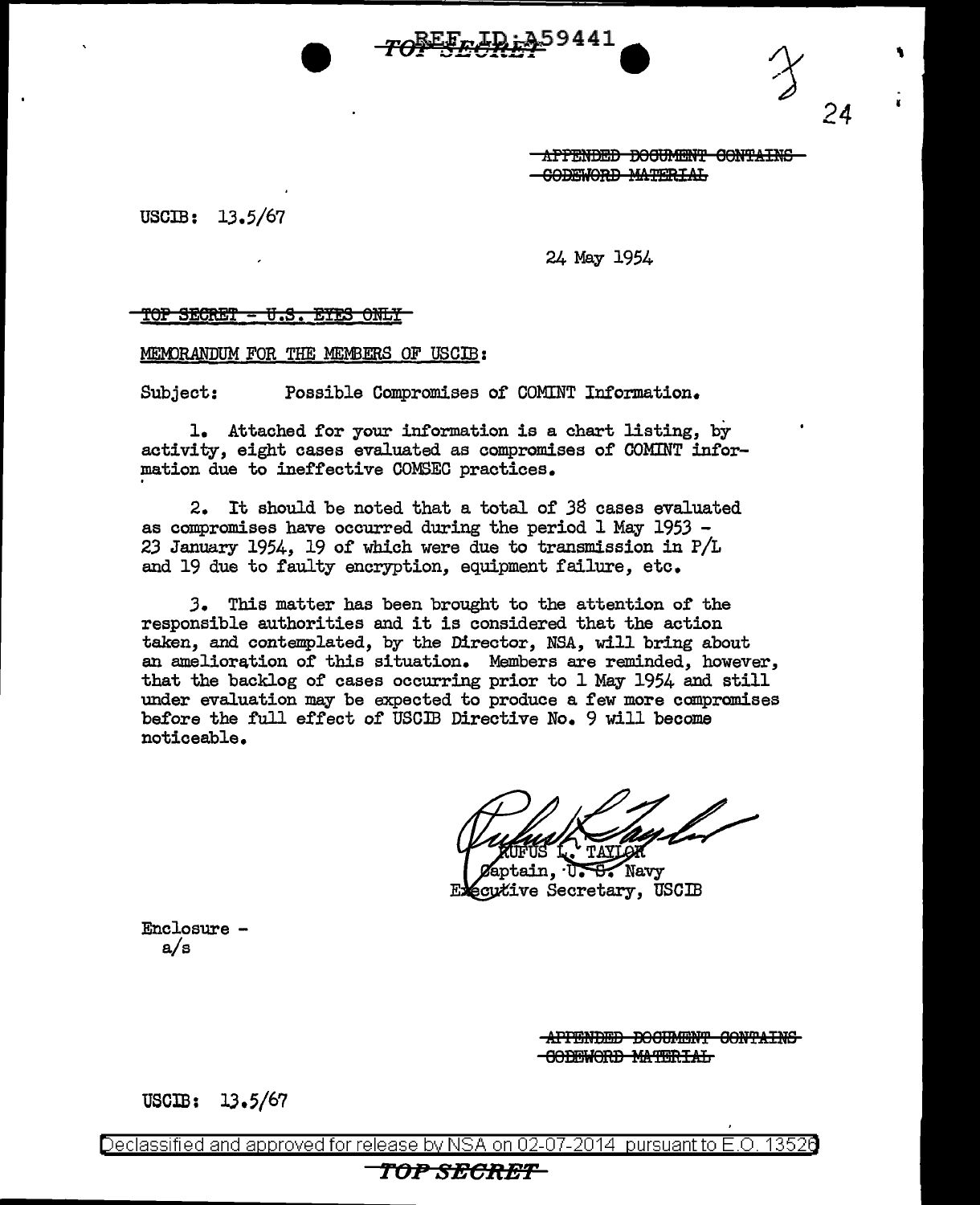~~APPENDED DOCUMENT CONTAINS CODEWORD MATERIAL~~

USCIB: 13.5/67

24 May 1954

~~TOP SECRET - U.S. EYES ONLY~~

MEMORANDUM FOR THE MEMBERS OF USCIB:

Subject: Possible Compromises of COMINT Information.

1. Attached for your information is a chart listing, by activity, eight cases evaluated as compromises of COMINT information due to ineffective COMSEC practices.

2. It should be noted that a total of 38 cases evaluated as compromises have occurred during the period 1 May 1953 - 23 January 1954, 19 of which were due to transmission in P/L and 19 due to faulty encryption, equipment failure, etc.

3. This matter has been brought to the attention of the responsible authorities and it is considered that the action taken, and contemplated, by the Director, NSA, will bring about an amelioration of this situation. Members are reminded, however, that the backlog of cases occurring prior to 1 May 1954 and still under evaluation may be expected to produce a few more compromises before the full effect of USCIB Directive No. 9 will become noticeable.

RUFUS L. TAYLOR
Captain, U. S. Navy
Executive Secretary, USCIB

Enclosure -
a/s

~~APPENDED DOCUMENT CONTAINS CODEWORD MATERIAL~~

USCIB: 13.5/67

Declassified and approved for release by NSA on 02-07-2014 pursuant to E.O. 13526

TOP SECRET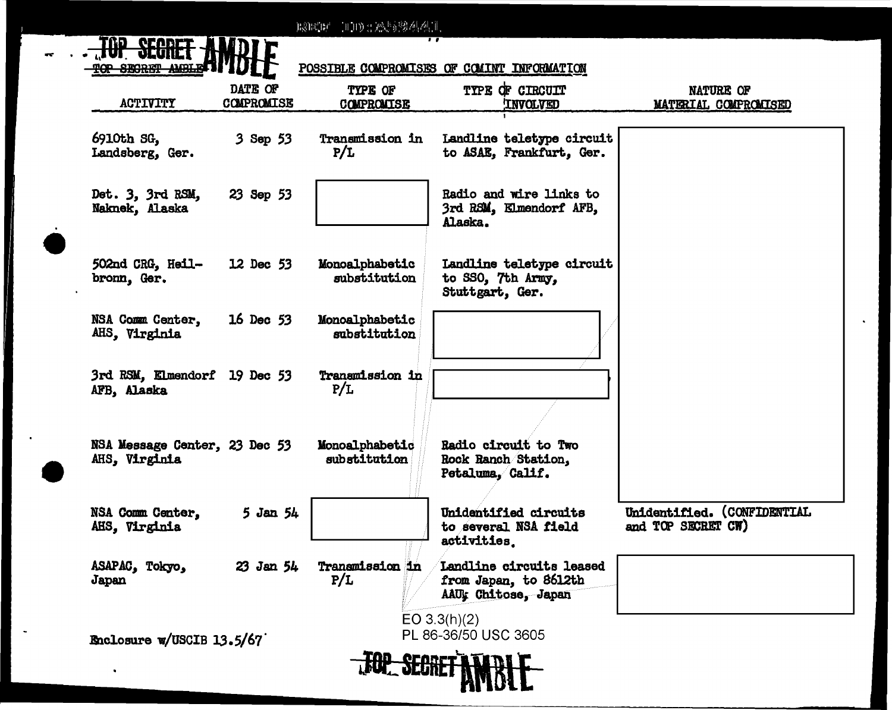REF ID:A59441

TOP SECRET AMBLE

~~TOP SECRET AMBLE~~

POSSIBLE COMPROMISES OF COMINT INFORMATION

| ACTIVITY | DATE OF COMPROMISE | TYPE OF COMPROMISE | TYPE OF CIRCUIT INVOLVED | NATURE OF MATERIAL COMPROMISED |
|---|---|---|---|---|
| 6910th SG, Landsberg, Ger. | 3 Sep 53 | Transmission in P/L | Landline teletype circuit to ASAE, Frankfurt, Ger. | |
| Det. 3, 3rd RSM, Naknek, Alaska | 23 Sep 53 | | Radio and wire links to 3rd RSM, Elmendorf AFB, Alaska. | |
| 502nd CRG, Heilbronn, Ger. | 12 Dec 53 | Monoalphabetic substitution | Landline teletype circuit to SSO, 7th Army, Stuttgart, Ger. | |
| NSA Comm Center, AHS, Virginia | 16 Dec 53 | Monoalphabetic substitution | | |
| 3rd RSM, Elmendorf AFB, Alaska | 19 Dec 53 | Transmission in P/L | | |
| NSA Message Center, AHS, Virginia | 23 Dec 53 | Monoalphabetic substitution | Radio circuit to Two Rock Ranch Station, Petaluma, Calif. | |
| NSA Comm Center, AHS, Virginia | 5 Jan 54 | | Unidentified circuits to several NSA field activities. | Unidentified. (CONFIDENTIAL and TOP SECRET CW) |
| ASAPAC, Tokyo, Japan | 23 Jan 54 | Transmission in P/L | Landline circuits leased from Japan, to 8612th AAU, Chitose, Japan | |

EO 3.3(h)(2)
PL 86-36/50 USC 3605

Enclosure w/USCIB 13.5/67

TOP SECRET AMBLE